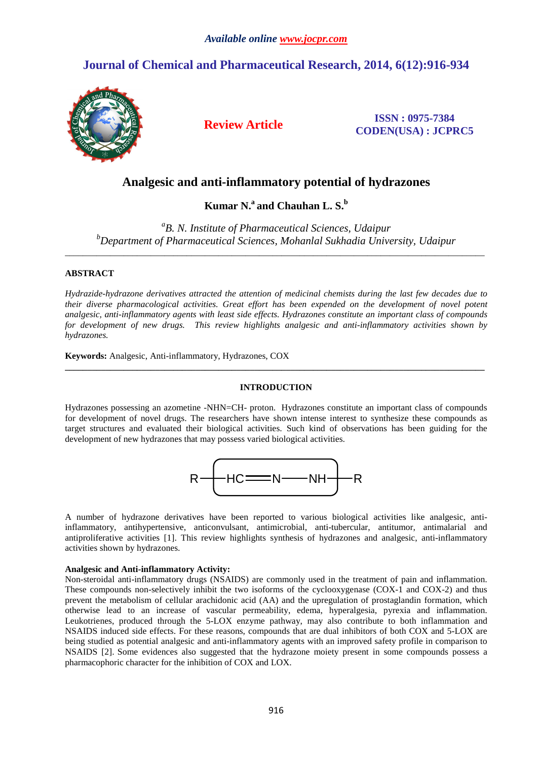# Analgesic and anti-inflammatory potential of hydrazones

**Kumar N.[a] and Chauhan L. S.[b]**

*[a]B. N. Institute of Pharmaceutical Sciences, Udaipur*
*[b]Department of Pharmaceutical Sciences, Mohanlal Sukhadia University, Udaipur*

---

## ABSTRACT

*Hydrazide-hydrazone derivatives attracted the attention of medicinal chemists during the last few decades due to their diverse pharmacological activities. Great effort has been expended on the development of novel potent analgesic, anti-inflammatory agents with least side effects. Hydrazones constitute an important class of compounds for development of new drugs. This review highlights analgesic and anti-inflammatory activities shown by hydrazones.*

**Keywords:** Analgesic, Anti-inflammatory, Hydrazones, COX

---

## INTRODUCTION

Hydrazones possessing an azometine -NHN=CH- proton. Hydrazones constitute an important class of compounds for development of novel drugs. The researchers have shown intense interest to synthesize these compounds as target structures and evaluated their biological activities. Such kind of observations has been guiding for the development of new hydrazones that may possess varied biological activities.

R—HC═N—NH—R

A number of hydrazone derivatives have been reported to various biological activities like analgesic, anti-inflammatory, antihypertensive, anticonvulsant, antimicrobial, anti-tubercular, antitumor, antimalarial and antiproliferative activities [1]. This review highlights synthesis of hydrazones and analgesic, anti-inflammatory activities shown by hydrazones.

### Analgesic and Anti-inflammatory Activity:

Non-steroidal anti-inflammatory drugs (NSAIDS) are commonly used in the treatment of pain and inflammation. These compounds non-selectively inhibit the two isoforms of the cyclooxygenase (COX-1 and COX-2) and thus prevent the metabolism of cellular arachidonic acid (AA) and the upregulation of prostaglandin formation, which otherwise lead to an increase of vascular permeability, edema, hyperalgesia, pyrexia and inflammation. Leukotrienes, produced through the 5-LOX enzyme pathway, may also contribute to both inflammation and NSAIDS induced side effects. For these reasons, compounds that are dual inhibitors of both COX and 5-LOX are being studied as potential analgesic and anti-inflammatory agents with an improved safety profile in comparison to NSAIDS [2]. Some evidences also suggested that the hydrazone moiety present in some compounds possess a pharmacophoric character for the inhibition of COX and LOX.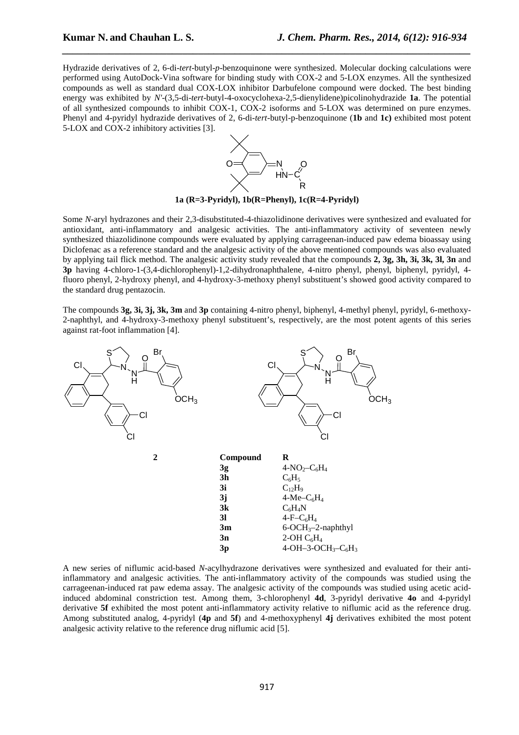Hydrazide derivatives of 2, 6-di-*tert*-butyl-*p*-benzoquinone were synthesized. Molecular docking calculations were performed using AutoDock-Vina software for binding study with COX-2 and 5-LOX enzymes. All the synthesized compounds as well as standard dual COX-LOX inhibitor Darbufelone compound were docked. The best binding energy was exhibited by *N'*-(3,5-di-*tert*-butyl-4-oxocyclohexa-2,5-dienylidene)picolinohydrazide **1a**. The potential of all synthesized compounds to inhibit COX-1, COX-2 isoforms and 5-LOX was determined on pure enzymes. Phenyl and 4-pyridyl hydrazide derivatives of 2, 6-di-*tert*-butyl-p-benzoquinone (**1b** and **1c)** exhibited most potent 5-LOX and COX-2 inhibitory activities [3].

**1a (R=3-Pyridyl), 1b(R=Phenyl), 1c(R=4-Pyridyl)**

Some *N*-aryl hydrazones and their 2,3-disubstituted-4-thiazolidinone derivatives were synthesized and evaluated for antioxidant, anti-inflammatory and analgesic activities. The anti-inflammatory activity of seventeen newly synthesized thiazolidinone compounds were evaluated by applying carrageenan-induced paw edema bioassay using Diclofenac as a reference standard and the analgesic activity of the above mentioned compounds was also evaluated by applying tail flick method. The analgesic activity study revealed that the compounds **2, 3g, 3h, 3i, 3k, 3l, 3n** and **3p** having 4-chloro-1-(3,4-dichlorophenyl)-1,2-dihydronaphthalene, 4-nitro phenyl, phenyl, biphenyl, pyridyl, 4-fluoro phenyl, 2-hydroxy phenyl, and 4-hydroxy-3-methoxy phenyl substituent's showed good activity compared to the standard drug pentazocin.

The compounds **3g, 3i, 3j, 3k, 3m** and **3p** containing 4-nitro phenyl, biphenyl, 4-methyl phenyl, pyridyl, 6-methoxy-2-naphthyl, and 4-hydroxy-3-methoxy phenyl substituent's, respectively, are the most potent agents of this series against rat-foot inflammation [4].

**2**

| Compound | R |
|---|---|
| **3g** | 4-$NO_2$–$C_6H_4$ |
| **3h** | $C_6H_5$ |
| **3i** | $C_{12}H_9$ |
| **3j** | 4-Me–$C_6H_4$ |
| **3k** | $C_6H_4N$ |
| **3l** | 4-F–$C_6H_4$ |
| **3m** | 6-$OCH_3$–2-naphthyl |
| **3n** | 2-OH $C_6H_4$ |
| **3p** | 4-OH–3-$OCH_3$–$C_6H_3$ |

A new series of niflumic acid-based *N*-acylhydrazone derivatives were synthesized and evaluated for their anti-inflammatory and analgesic activities. The anti-inflammatory activity of the compounds was studied using the carrageenan-induced rat paw edema assay. The analgesic activity of the compounds was studied using acetic acid-induced abdominal constriction test. Among them, 3-chlorophenyl **4d**, 3-pyridyl derivative **4o** and 4-pyridyl derivative **5f** exhibited the most potent anti-inflammatory activity relative to niflumic acid as the reference drug. Among substituted analog, 4-pyridyl (**4p** and **5f**) and 4-methoxyphenyl **4j** derivatives exhibited the most potent analgesic activity relative to the reference drug niflumic acid [5].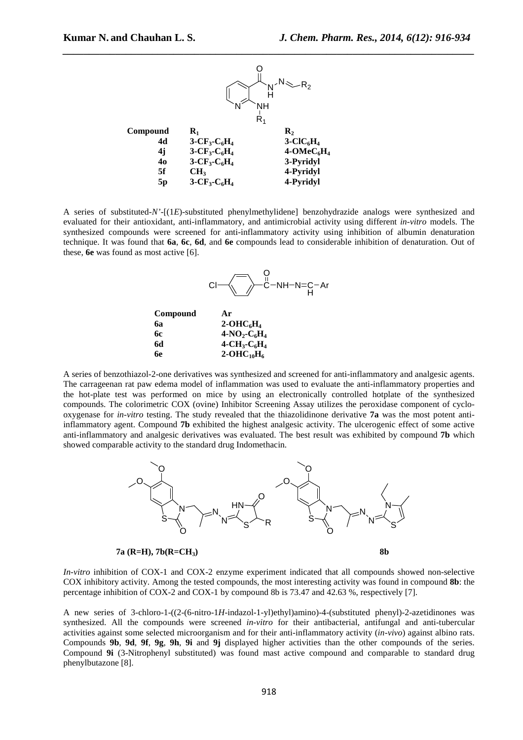| Compound | $R_1$ | $R_2$ |
|---|---|---|
| 4d | $3\text{-}CF_3\text{-}C_6H_4$ | $3\text{-}ClC_6H_4$ |
| 4j | $3\text{-}CF_3\text{-}C_6H_4$ | $4\text{-}OMeC_6H_4$ |
| 4o | $3\text{-}CF_3\text{-}C_6H_4$ | 3-Pyridyl |
| 5f | $CH_3$ | 4-Pyridyl |
| 5p | $3\text{-}CF_3\text{-}C_6H_4$ | 4-Pyridyl |

A series of substituted-*N'*-[(1*E*)-substituted phenylmethylidene] benzohydrazide analogs were synthesized and evaluated for their antioxidant, anti-inflammatory, and antimicrobial activity using different *in-vitro* models. The synthesized compounds were screened for anti-inflammatory activity using inhibition of albumin denaturation technique. It was found that **6a**, **6c**, **6d**, and **6e** compounds lead to considerable inhibition of denaturation. Out of these, **6e** was found as most active [6].

| Compound | Ar |
|---|---|
| 6a | $2\text{-}OHC_6H_4$ |
| 6c | $4\text{-}NO_2\text{-}C_6H_4$ |
| 6d | $4\text{-}CH_3\text{-}C_6H_4$ |
| 6e | $2\text{-}OHC_{10}H_6$ |

A series of benzothiazol-2-one derivatives was synthesized and screened for anti-inflammatory and analgesic agents. The carrageenan rat paw edema model of inflammation was used to evaluate the anti-inflammatory properties and the hot-plate test was performed on mice by using an electronically controlled hotplate of the synthesized compounds. The colorimetric COX (ovine) Inhibitor Screening Assay utilizes the peroxidase component of cyclo-oxygenase for *in-vitro* testing. The study revealed that the thiazolidinone derivative **7a** was the most potent anti-inflammatory agent. Compound **7b** exhibited the highest analgesic activity. The ulcerogenic effect of some active anti-inflammatory and analgesic derivatives was evaluated. The best result was exhibited by compound **7b** which showed comparable activity to the standard drug Indomethacin.

**7a (R=H), 7b(R=$CH_3$)** **8b**

*In-vitro* inhibition of COX-1 and COX-2 enzyme experiment indicated that all compounds showed non-selective COX inhibitory activity. Among the tested compounds, the most interesting activity was found in compound **8b**: the percentage inhibition of COX-2 and COX-1 by compound 8b is 73.47 and 42.63 %, respectively [7].

A new series of 3-chloro-1-((2-(6-nitro-1*H*-indazol-1-yl)ethyl)amino)-4-(substituted phenyl)-2-azetidinones was synthesized. All the compounds were screened *in-vitro* for their antibacterial, antifungal and anti-tubercular activities against some selected microorganism and for their anti-inflammatory activity (*in-vivo*) against albino rats. Compounds **9b**, **9d**, **9f**, **9g**, **9h**, **9i** and **9j** displayed higher activities than the other compounds of the series. Compound **9i** (3-Nitrophenyl substituted) was found mast active compound and comparable to standard drug phenylbutazone [8].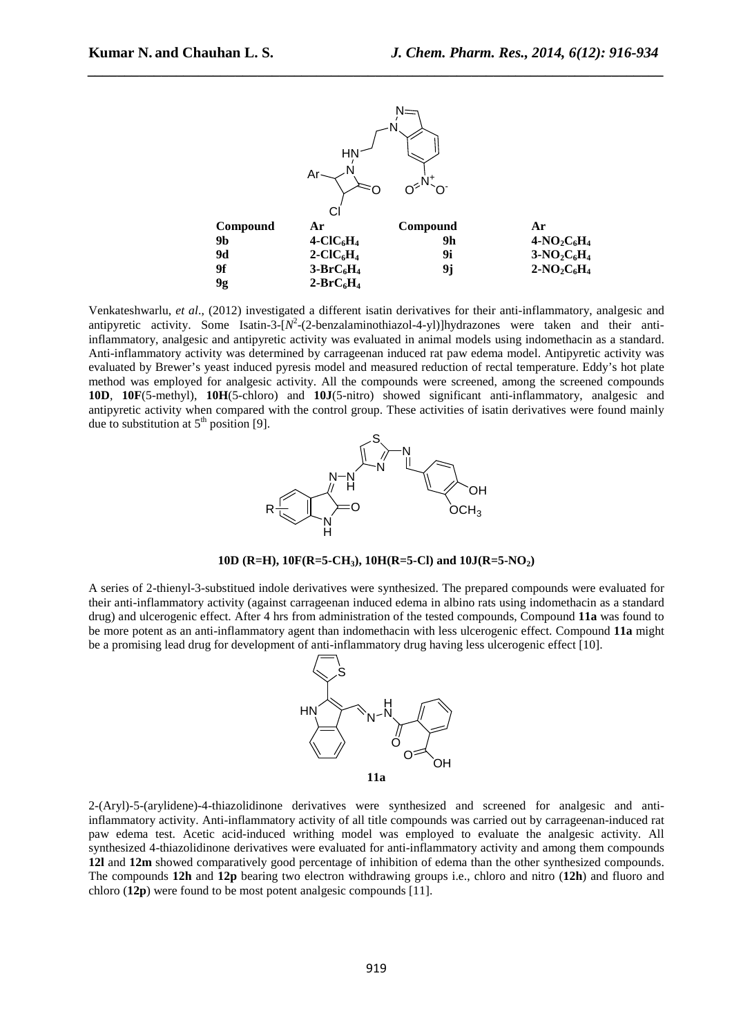| Compound | Ar | Compound | Ar |
|---|---|---|---|
| 9b | $4\text{-}ClC_6H_4$ | 9h | $4\text{-}NO_2C_6H_4$ |
| 9d | $2\text{-}ClC_6H_4$ | 9i | $3\text{-}NO_2C_6H_4$ |
| 9f | $3\text{-}BrC_6H_4$ | 9j | $2\text{-}NO_2C_6H_4$ |
| 9g | $2\text{-}BrC_6H_4$ | | |

Venkateshwarlu, *et al*., (2012) investigated a different isatin derivatives for their anti-inflammatory, analgesic and antipyretic activity. Some Isatin-3-[$N^2$-(2-benzalaminothiazol-4-yl)]hydrazones were taken and their anti-inflammatory, analgesic and antipyretic activity was evaluated in animal models using indomethacin as a standard. Anti-inflammatory activity was determined by carrageenan induced rat paw edema model. Antipyretic activity was evaluated by Brewer's yeast induced pyresis model and measured reduction of rectal temperature. Eddy's hot plate method was employed for analgesic activity. All the compounds were screened, among the screened compounds **10D**, **10F**(5-methyl), **10H**(5-chloro) and **10J**(5-nitro) showed significant anti-inflammatory, analgesic and antipyretic activity when compared with the control group. These activities of isatin derivatives were found mainly due to substitution at 5$^{th}$ position [9].

**10D (R=H), 10F(R=5-$CH_3$), 10H(R=5-Cl) and 10J(R=5-$NO_2$)**

A series of 2-thienyl-3-substitued indole derivatives were synthesized. The prepared compounds were evaluated for their anti-inflammatory activity (against carrageenan induced edema in albino rats using indomethacin as a standard drug) and ulcerogenic effect. After 4 hrs from administration of the tested compounds, Compound **11a** was found to be more potent as an anti-inflammatory agent than indomethacin with less ulcerogenic effect. Compound **11a** might be a promising lead drug for development of anti-inflammatory drug having less ulcerogenic effect [10].

**11a**

2-(Aryl)-5-(arylidene)-4-thiazolidinone derivatives were synthesized and screened for analgesic and anti-inflammatory activity. Anti-inflammatory activity of all title compounds was carried out by carrageenan-induced rat paw edema test. Acetic acid-induced writhing model was employed to evaluate the analgesic activity. All synthesized 4-thiazolidinone derivatives were evaluated for anti-inflammatory activity and among them compounds **12l** and **12m** showed comparatively good percentage of inhibition of edema than the other synthesized compounds. The compounds **12h** and **12p** bearing two electron withdrawing groups i.e., chloro and nitro (**12h**) and fluoro and chloro (**12p**) were found to be most potent analgesic compounds [11].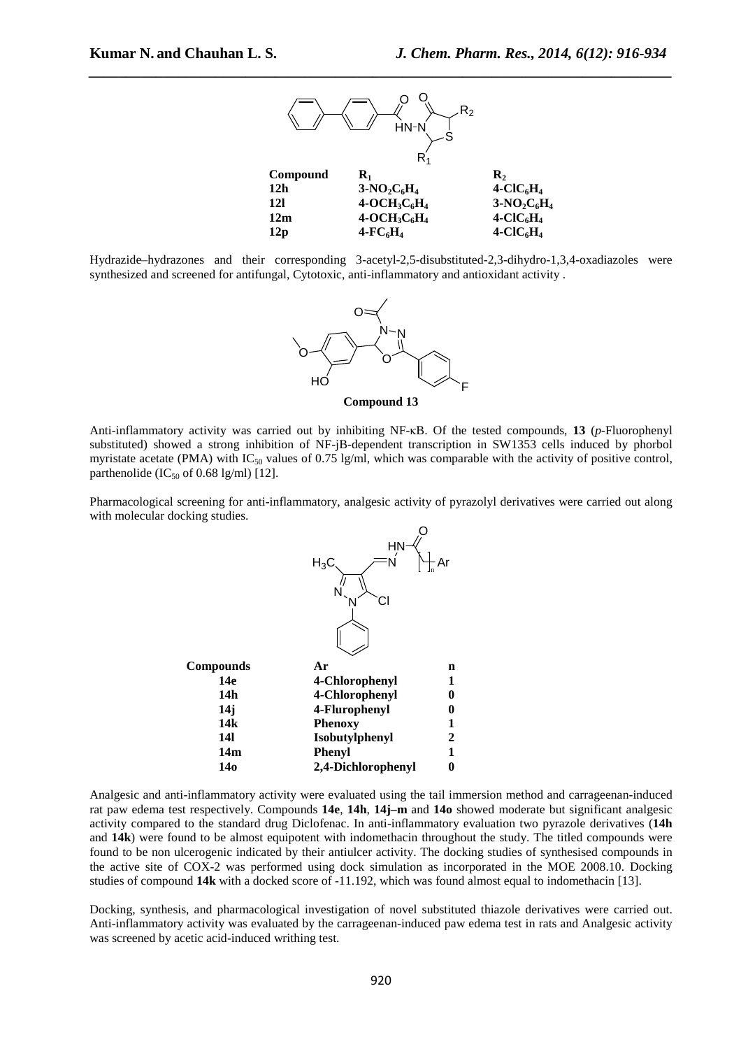| Compound | $R_1$ | $R_2$ |
|---|---|---|
| **12h** | **3-$NO_2C_6H_4$** | **4-$ClC_6H_4$** |
| **12l** | **4-$OCH_3C_6H_4$** | **3-$NO_2C_6H_4$** |
| **12m** | **4-$OCH_3C_6H_4$** | **4-$ClC_6H_4$** |
| **12p** | **4-$FC_6H_4$** | **4-$ClC_6H_4$** |

Hydrazide–hydrazones and their corresponding 3-acetyl-2,5-disubstituted-2,3-dihydro-1,3,4-oxadiazoles were synthesized and screened for antifungal, Cytotoxic, anti-inflammatory and antioxidant activity .

**Compound 13**

Anti-inflammatory activity was carried out by inhibiting NF-κB. Of the tested compounds, **13** (*p*-Fluorophenyl substituted) showed a strong inhibition of NF-jB-dependent transcription in SW1353 cells induced by phorbol myristate acetate (PMA) with $IC_{50}$ values of 0.75 lg/ml, which was comparable with the activity of positive control, parthenolide ($IC_{50}$ of 0.68 lg/ml) [12].

Pharmacological screening for anti-inflammatory, analgesic activity of pyrazolyl derivatives were carried out along with molecular docking studies.

| Compounds | Ar | n |
|---|---|---|
| **14e** | **4-Chlorophenyl** | **1** |
| **14h** | **4-Chlorophenyl** | **0** |
| **14j** | **4-Flurophenyl** | **0** |
| **14k** | **Phenoxy** | **1** |
| **14l** | **Isobutylphenyl** | **2** |
| **14m** | **Phenyl** | **1** |
| **14o** | **2,4-Dichlorophenyl** | **0** |

Analgesic and anti-inflammatory activity were evaluated using the tail immersion method and carrageenan-induced rat paw edema test respectively. Compounds **14e**, **14h**, **14j–m** and **14o** showed moderate but significant analgesic activity compared to the standard drug Diclofenac. In anti-inflammatory evaluation two pyrazole derivatives (**14h** and **14k**) were found to be almost equipotent with indomethacin throughout the study. The titled compounds were found to be non ulcerogenic indicated by their antiulcer activity. The docking studies of synthesised compounds in the active site of COX-2 was performed using dock simulation as incorporated in the MOE 2008.10. Docking studies of compound **14k** with a docked score of -11.192, which was found almost equal to indomethacin [13].

Docking, synthesis, and pharmacological investigation of novel substituted thiazole derivatives were carried out. Anti-inflammatory activity was evaluated by the carrageenan-induced paw edema test in rats and Analgesic activity was screened by acetic acid-induced writhing test.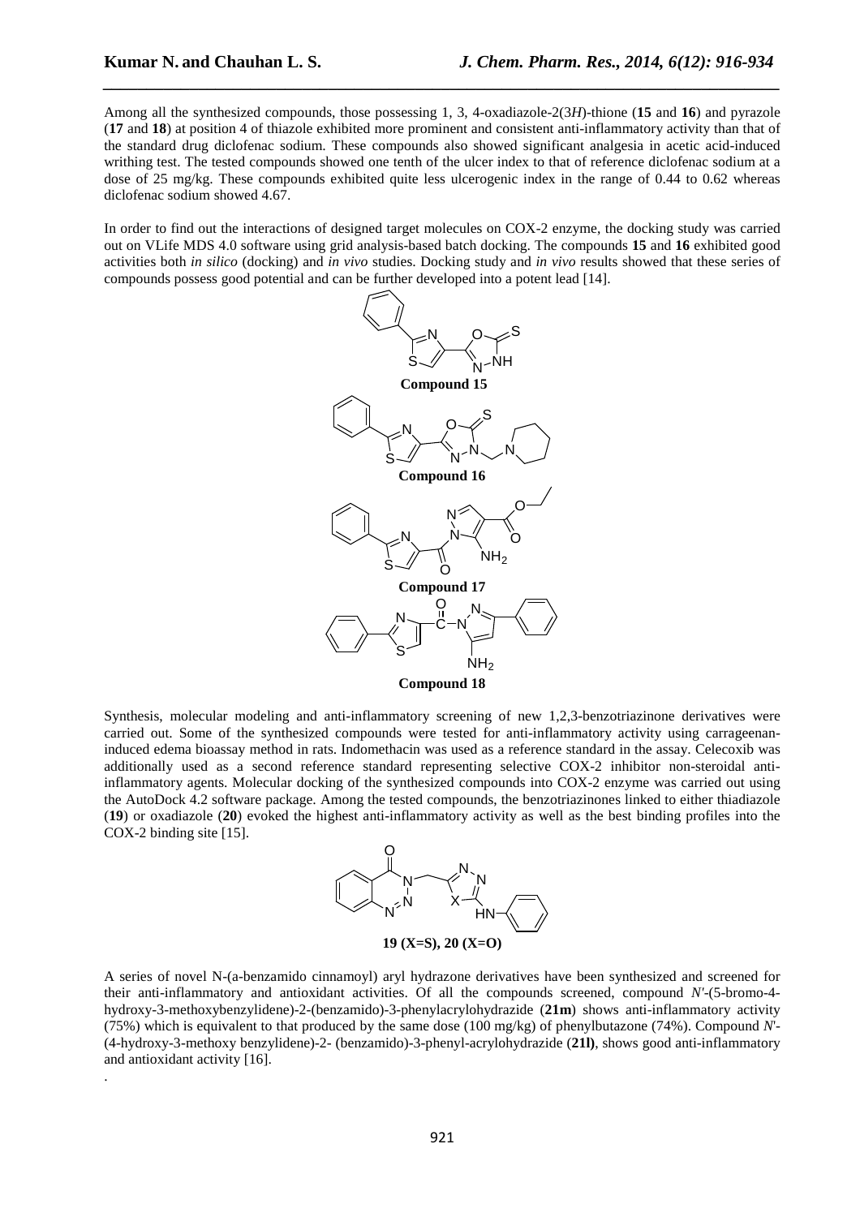Among all the synthesized compounds, those possessing 1, 3, 4-oxadiazole-2(3*H*)-thione (**15** and **16**) and pyrazole (**17** and **18**) at position 4 of thiazole exhibited more prominent and consistent anti-inflammatory activity than that of the standard drug diclofenac sodium. These compounds also showed significant analgesia in acetic acid-induced writhing test. The tested compounds showed one tenth of the ulcer index to that of reference diclofenac sodium at a dose of 25 mg/kg. These compounds exhibited quite less ulcerogenic index in the range of 0.44 to 0.62 whereas diclofenac sodium showed 4.67.

In order to find out the interactions of designed target molecules on COX-2 enzyme, the docking study was carried out on VLife MDS 4.0 software using grid analysis-based batch docking. The compounds **15** and **16** exhibited good activities both *in silico* (docking) and *in vivo* studies. Docking study and *in vivo* results showed that these series of compounds possess good potential and can be further developed into a potent lead [14].

**Compound 15**

**Compound 16**

**Compound 17**

**Compound 18**

Synthesis, molecular modeling and anti-inflammatory screening of new 1,2,3-benzotriazinone derivatives were carried out. Some of the synthesized compounds were tested for anti-inflammatory activity using carrageenan-induced edema bioassay method in rats. Indomethacin was used as a reference standard in the assay. Celecoxib was additionally used as a second reference standard representing selective COX-2 inhibitor non-steroidal anti-inflammatory agents. Molecular docking of the synthesized compounds into COX-2 enzyme was carried out using the AutoDock 4.2 software package. Among the tested compounds, the benzotriazinones linked to either thiadiazole (**19**) or oxadiazole (**20**) evoked the highest anti-inflammatory activity as well as the best binding profiles into the COX-2 binding site [15].

**19 (X=S), 20 (X=O)**

A series of novel N-(a-benzamido cinnamoyl) aryl hydrazone derivatives have been synthesized and screened for their anti-inflammatory and antioxidant activities. Of all the compounds screened, compound *N'*-(5-bromo-4-hydroxy-3-methoxybenzylidene)-2-(benzamido)-3-phenylacrylohydrazide (**21m**) shows anti-inflammatory activity (75%) which is equivalent to that produced by the same dose (100 mg/kg) of phenylbutazone (74%). Compound *N'*-(4-hydroxy-3-methoxy benzylidene)-2- (benzamido)-3-phenyl-acrylohydrazide (**21l**), shows good anti-inflammatory and antioxidant activity [16].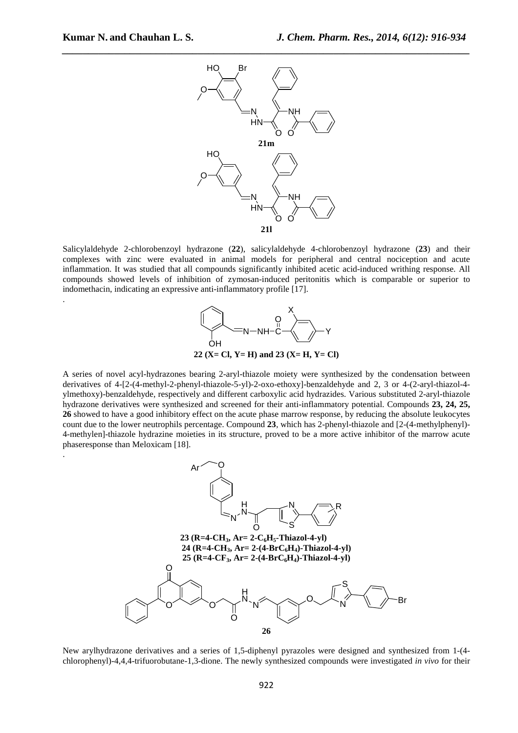**21m**

**21l**

Salicylaldehyde 2-chlorobenzoyl hydrazone (**22**), salicylaldehyde 4-chlorobenzoyl hydrazone (**23**) and their complexes with zinc were evaluated in animal models for peripheral and central nociception and acute inflammation. It was studied that all compounds significantly inhibited acetic acid-induced writhing response. All compounds showed levels of inhibition of zymosan-induced peritonitis which is comparable or superior to indomethacin, indicating an expressive anti-inflammatory profile [17].

.

**22 (X= Cl, Y= H) and 23 (X= H, Y= Cl)**

A series of novel acyl-hydrazones bearing 2-aryl-thiazole moiety were synthesized by the condensation between derivatives of 4-[2-(4-methyl-2-phenyl-thiazole-5-yl)-2-oxo-ethoxy]-benzaldehyde and 2, 3 or 4-(2-aryl-thiazol-4-ylmethoxy)-benzaldehyde, respectively and different carboxylic acid hydrazides. Various substituted 2-aryl-thiazole hydrazone derivatives were synthesized and screened for their anti-inflammatory potential. Compounds **23, 24, 25, 26** showed to have a good inhibitory effect on the acute phase marrow response, by reducing the absolute leukocytes count due to the lower neutrophils percentage. Compound **23**, which has 2-phenyl-thiazole and [2-(4-methylphenyl)-4-methylen]-thiazole hydrazine moieties in its structure, proved to be a more active inhibitor of the marrow acute phaseresponse than Meloxicam [18].

.

**23 (R=4-$CH_3$, Ar= 2-$C_6H_5$-Thiazol-4-yl)**
**24 (R=4-$CH_3$, Ar= 2-(4-$BrC_6H_4$)-Thiazol-4-yl)**
**25 (R=4-$CF_3$, Ar= 2-(4-$BrC_6H_4$)-Thiazol-4-yl)**

**26**

New arylhydrazone derivatives and a series of 1,5-diphenyl pyrazoles were designed and synthesized from 1-(4-chlorophenyl)-4,4,4-trifuorobutane-1,3-dione. The newly synthesized compounds were investigated *in vivo* for their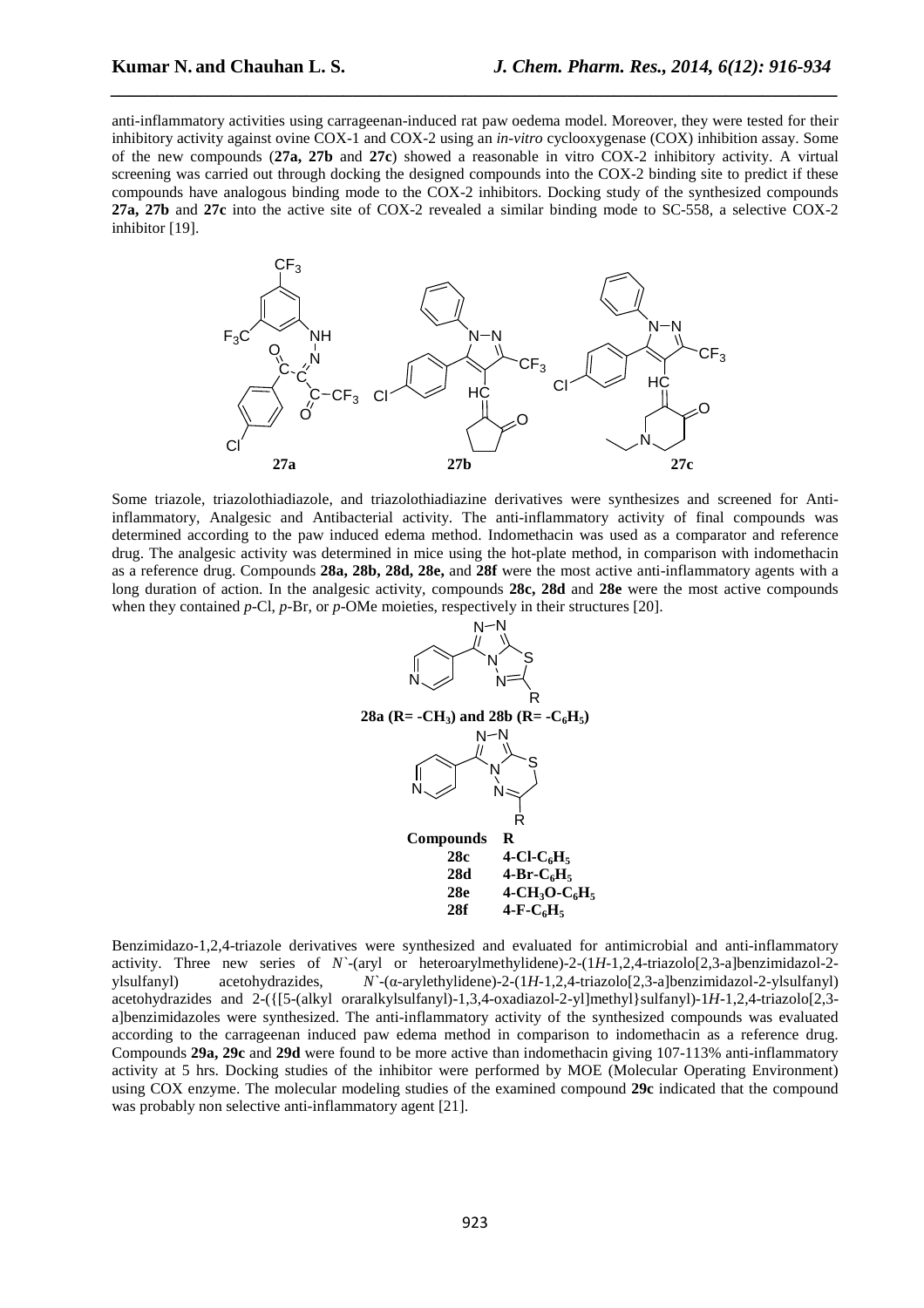anti-inflammatory activities using carrageenan-induced rat paw oedema model. Moreover, they were tested for their inhibitory activity against ovine COX-1 and COX-2 using an *in-vitro* cyclooxygenase (COX) inhibition assay. Some of the new compounds (**27a, 27b** and **27c**) showed a reasonable in vitro COX-2 inhibitory activity. A virtual screening was carried out through docking the designed compounds into the COX-2 binding site to predict if these compounds have analogous binding mode to the COX-2 inhibitors. Docking study of the synthesized compounds **27a, 27b** and **27c** into the active site of COX-2 revealed a similar binding mode to SC-558, a selective COX-2 inhibitor [19].

**27a** **27b** **27c**

Some triazole, triazolothiadiazole, and triazolothiadiazine derivatives were synthesizes and screened for Anti-inflammatory, Analgesic and Antibacterial activity. The anti-inflammatory activity of final compounds was determined according to the paw induced edema method. Indomethacin was used as a comparator and reference drug. The analgesic activity was determined in mice using the hot-plate method, in comparison with indomethacin as a reference drug. Compounds **28a, 28b, 28d, 28e,** and **28f** were the most active anti-inflammatory agents with a long duration of action. In the analgesic activity, compounds **28c, 28d** and **28e** were the most active compounds when they contained *p*-Cl, *p*-Br, or *p*-OMe moieties, respectively in their structures [20].

**28a (R= $-CH_3$) and 28b (R= $-C_6H_5$)**

| Compounds | R |
| --- | --- |
| **28c** | **4-Cl-$C_6H_5$** |
| **28d** | **4-Br-$C_6H_5$** |
| **28e** | **4-$CH_3O$-$C_6H_5$** |
| **28f** | **4-F-$C_6H_5$** |

Benzimidazo-1,2,4-triazole derivatives were synthesized and evaluated for antimicrobial and anti-inflammatory activity. Three new series of *N*`-(aryl or heteroarylmethylidene)-2-(1*H*-1,2,4-triazolo[2,3-a]benzimidazol-2-ylsulfanyl) acetohydrazides, *N*`-(α-arylethylidene)-2-(1*H*-1,2,4-triazolo[2,3-a]benzimidazol-2-ylsulfanyl) acetohydrazides and 2-({[5-(alkyl oraralkylsulfanyl)-1,3,4-oxadiazol-2-yl]methyl}sulfanyl)-1*H*-1,2,4-triazolo[2,3-a]benzimidazoles were synthesized. The anti-inflammatory activity of the synthesized compounds was evaluated according to the carrageenan induced paw edema method in comparison to indomethacin as a reference drug. Compounds **29a, 29c** and **29d** were found to be more active than indomethacin giving 107-113% anti-inflammatory activity at 5 hrs. Docking studies of the inhibitor were performed by MOE (Molecular Operating Environment) using COX enzyme. The molecular modeling studies of the examined compound **29c** indicated that the compound was probably non selective anti-inflammatory agent [21].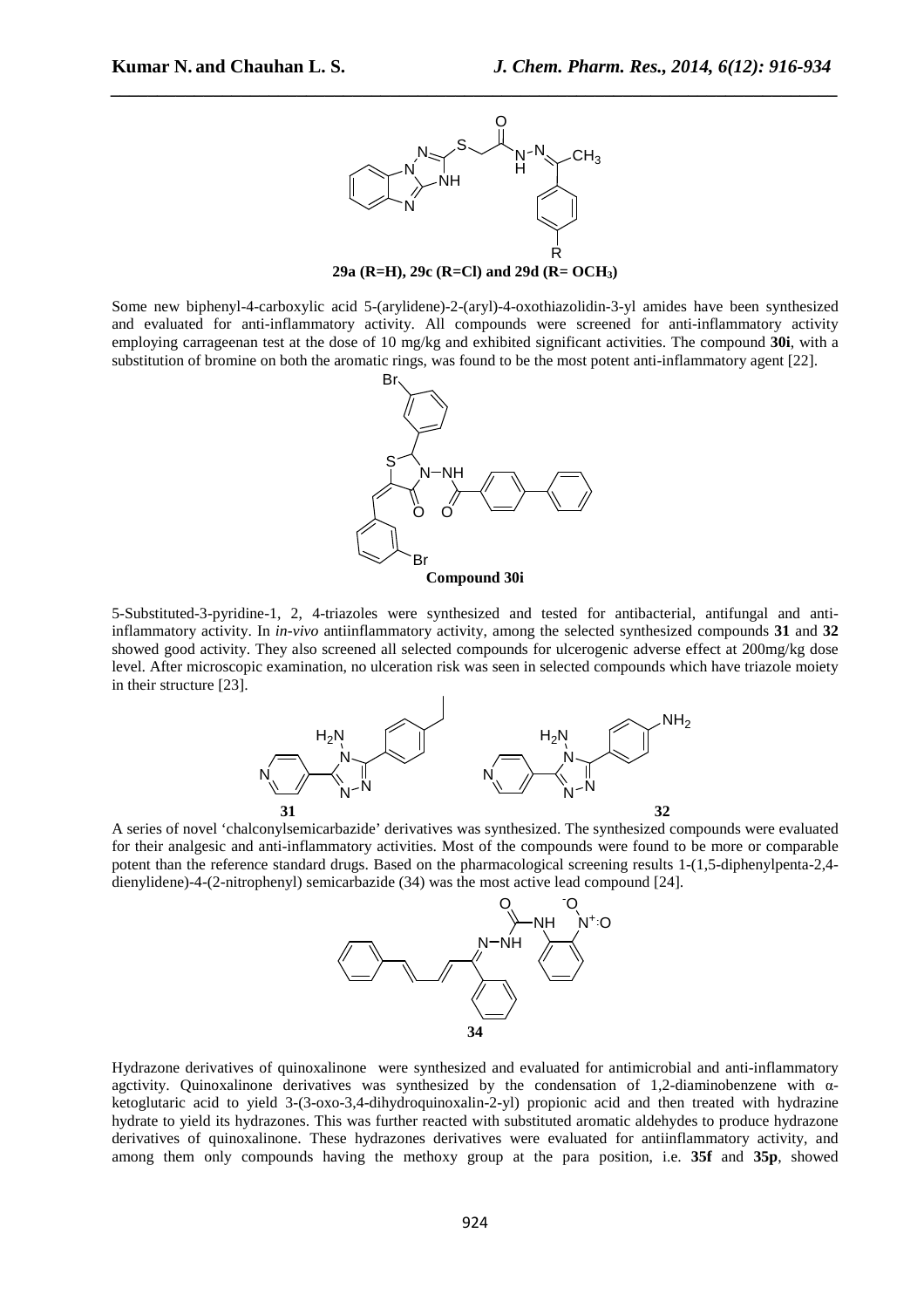**29a (R=H), 29c (R=Cl) and 29d (R= $OCH_3$)**

Some new biphenyl-4-carboxylic acid 5-(arylidene)-2-(aryl)-4-oxothiazolidin-3-yl amides have been synthesized and evaluated for anti-inflammatory activity. All compounds were screened for anti-inflammatory activity employing carrageenan test at the dose of 10 mg/kg and exhibited significant activities. The compound **30i**, with a substitution of bromine on both the aromatic rings, was found to be the most potent anti-inflammatory agent [22].

**Compound 30i**

5-Substituted-3-pyridine-1, 2, 4-triazoles were synthesized and tested for antibacterial, antifungal and anti-inflammatory activity. In *in-vivo* antiinflammatory activity, among the selected synthesized compounds **31** and **32** showed good activity. They also screened all selected compounds for ulcerogenic adverse effect at 200mg/kg dose level. After microscopic examination, no ulceration risk was seen in selected compounds which have triazole moiety in their structure [23].

**31** **32**

A series of novel 'chalconylsemicarbazide' derivatives was synthesized. The synthesized compounds were evaluated for their analgesic and anti-inflammatory activities. Most of the compounds were found to be more or comparable potent than the reference standard drugs. Based on the pharmacological screening results 1-(1,5-diphenylpenta-2,4-dienylidene)-4-(2-nitrophenyl) semicarbazide (34) was the most active lead compound [24].

**34**

Hydrazone derivatives of quinoxalinone were synthesized and evaluated for antimicrobial and anti-inflammatory agctivity. Quinoxalinone derivatives was synthesized by the condensation of 1,2-diaminobenzene with α-ketoglutaric acid to yield 3-(3-oxo-3,4-dihydroquinoxalin-2-yl) propionic acid and then treated with hydrazine hydrate to yield its hydrazones. This was further reacted with substituted aromatic aldehydes to produce hydrazone derivatives of quinoxalinone. These hydrazones derivatives were evaluated for antiinflammatory activity, and among them only compounds having the methoxy group at the para position, i.e. **35f** and **35p**, showed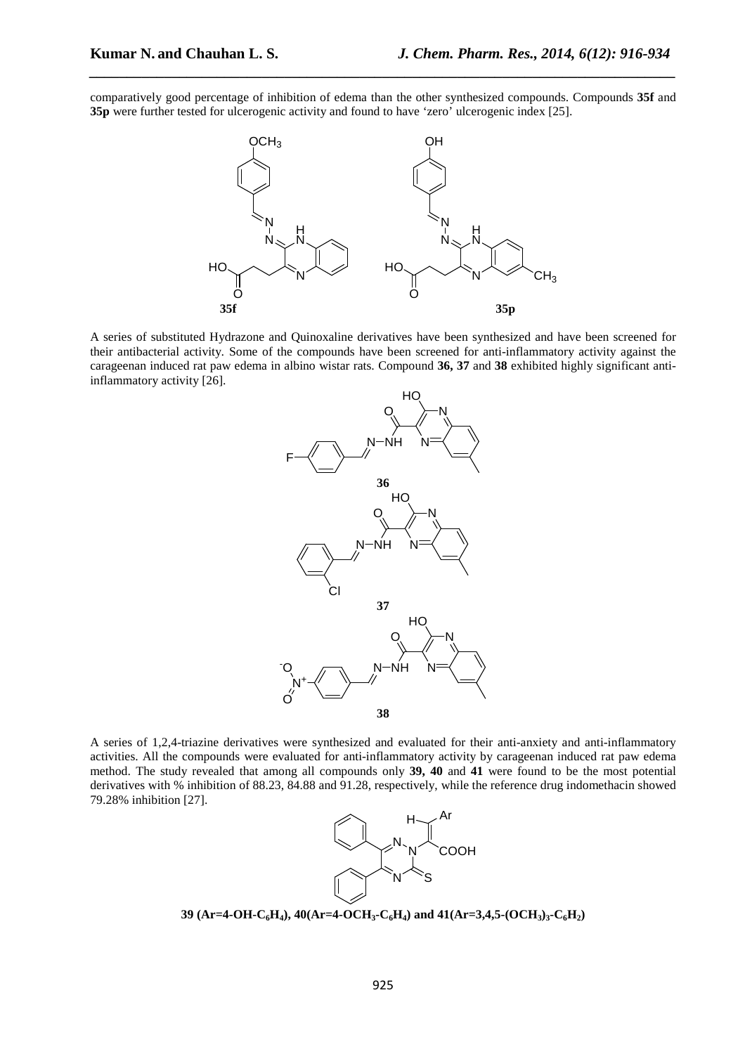comparatively good percentage of inhibition of edema than the other synthesized compounds. Compounds **35f** and **35p** were further tested for ulcerogenic activity and found to have 'zero' ulcerogenic index [25].

**35f** **35p**

A series of substituted Hydrazone and Quinoxaline derivatives have been synthesized and have been screened for their antibacterial activity. Some of the compounds have been screened for anti-inflammatory activity against the carageenan induced rat paw edema in albino wistar rats. Compound **36, 37** and **38** exhibited highly significant anti-inflammatory activity [26].

**36**

**37**

**38**

A series of 1,2,4-triazine derivatives were synthesized and evaluated for their anti-anxiety and anti-inflammatory activities. All the compounds were evaluated for anti-inflammatory activity by carageenan induced rat paw edema method. The study revealed that among all compounds only **39, 40** and **41** were found to be the most potential derivatives with % inhibition of 88.23, 84.88 and 91.28, respectively, while the reference drug indomethacin showed 79.28% inhibition [27].

**39 (Ar=4-OH-$C_6H_4$), 40(Ar=4-$OCH_3$-$C_6H_4$) and 41(Ar=3,4,5-$(OCH_3)_3$-$C_6H_2$)**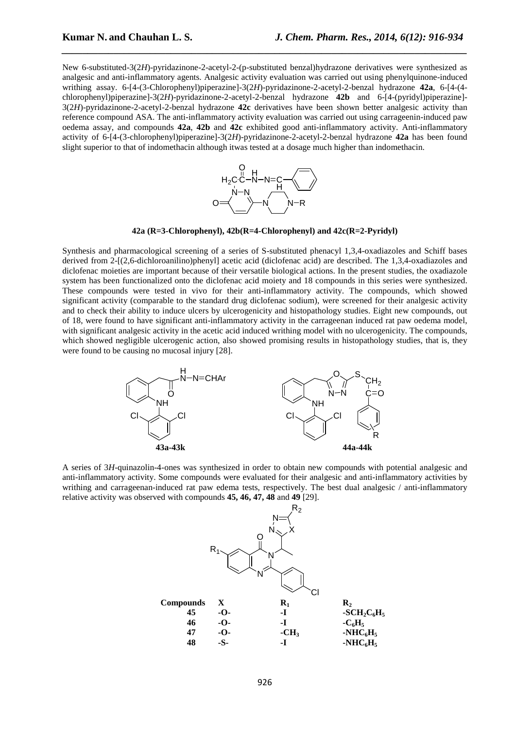New 6-substituted-3(2*H*)-pyridazinone-2-acetyl-2-(p-substituted benzal)hydrazone derivatives were synthesized as analgesic and anti-inflammatory agents. Analgesic activity evaluation was carried out using phenylquinone-induced writhing assay. 6-[4-(3-Chlorophenyl)piperazine]-3(2*H*)-pyridazinone-2-acetyl-2-benzal hydrazone **42a**, 6-[4-(4-chlorophenyl)piperazine]-3(2*H*)-pyridazinone-2-acetyl-2-benzal hydrazone **42b** and 6-[4-(pyridyl)piperazine]-3(2*H*)-pyridazinone-2-acetyl-2-benzal hydrazone **42c** derivatives have been shown better analgesic activity than reference compound ASA. The anti-inflammatory activity evaluation was carried out using carrageenin-induced paw oedema assay, and compounds **42a**, **42b** and **42c** exhibited good anti-inflammatory activity. Anti-inflammatory activity of 6-[4-(3-chlorophenyl)piperazine]-3(2*H*)-pyridazinone-2-acetyl-2-benzal hydrazone **42a** has been found slight superior to that of indomethacin although itwas tested at a dosage much higher than indomethacin.

**42a (R=3-Chlorophenyl), 42b(R=4-Chlorophenyl) and 42c(R=2-Pyridyl)**

Synthesis and pharmacological screening of a series of S-substituted phenacyl 1,3,4-oxadiazoles and Schiff bases derived from 2-[(2,6-dichloroanilino)phenyl] acetic acid (diclofenac acid) are described. The 1,3,4-oxadiazoles and diclofenac moieties are important because of their versatile biological actions. In the present studies, the oxadiazole system has been functionalized onto the diclofenac acid moiety and 18 compounds in this series were synthesized. These compounds were tested in vivo for their anti-inflammatory activity. The compounds, which showed significant activity (comparable to the standard drug diclofenac sodium), were screened for their analgesic activity and to check their ability to induce ulcers by ulcerogenicity and histopathology studies. Eight new compounds, out of 18, were found to have significant anti-inflammatory activity in the carrageenan induced rat paw oedema model, with significant analgesic activity in the acetic acid induced writhing model with no ulcerogenicity. The compounds, which showed negligible ulcerogenic action, also showed promising results in histopathology studies, that is, they were found to be causing no mucosal injury [28].

**43a-43k** **44a-44k**

A series of 3*H*-quinazolin-4-ones was synthesized in order to obtain new compounds with potential analgesic and anti-inflammatory activity. Some compounds were evaluated for their analgesic and anti-inflammatory activities by writhing and carrageenan-induced rat paw edema tests, respectively. The best dual analgesic / anti-inflammatory relative activity was observed with compounds **45, 46, 47, 48** and **49** [29].

| Compounds | X | $R_1$ | $R_2$ |
|---|---|---|---|
| 45 | -O- | -I | $-SCH_2C_6H_5$ |
| 46 | -O- | -I | $-C_6H_5$ |
| 47 | -O- | $-CH_3$ | $-NHC_6H_5$ |
| 48 | -S- | -I | $-NHC_6H_5$ |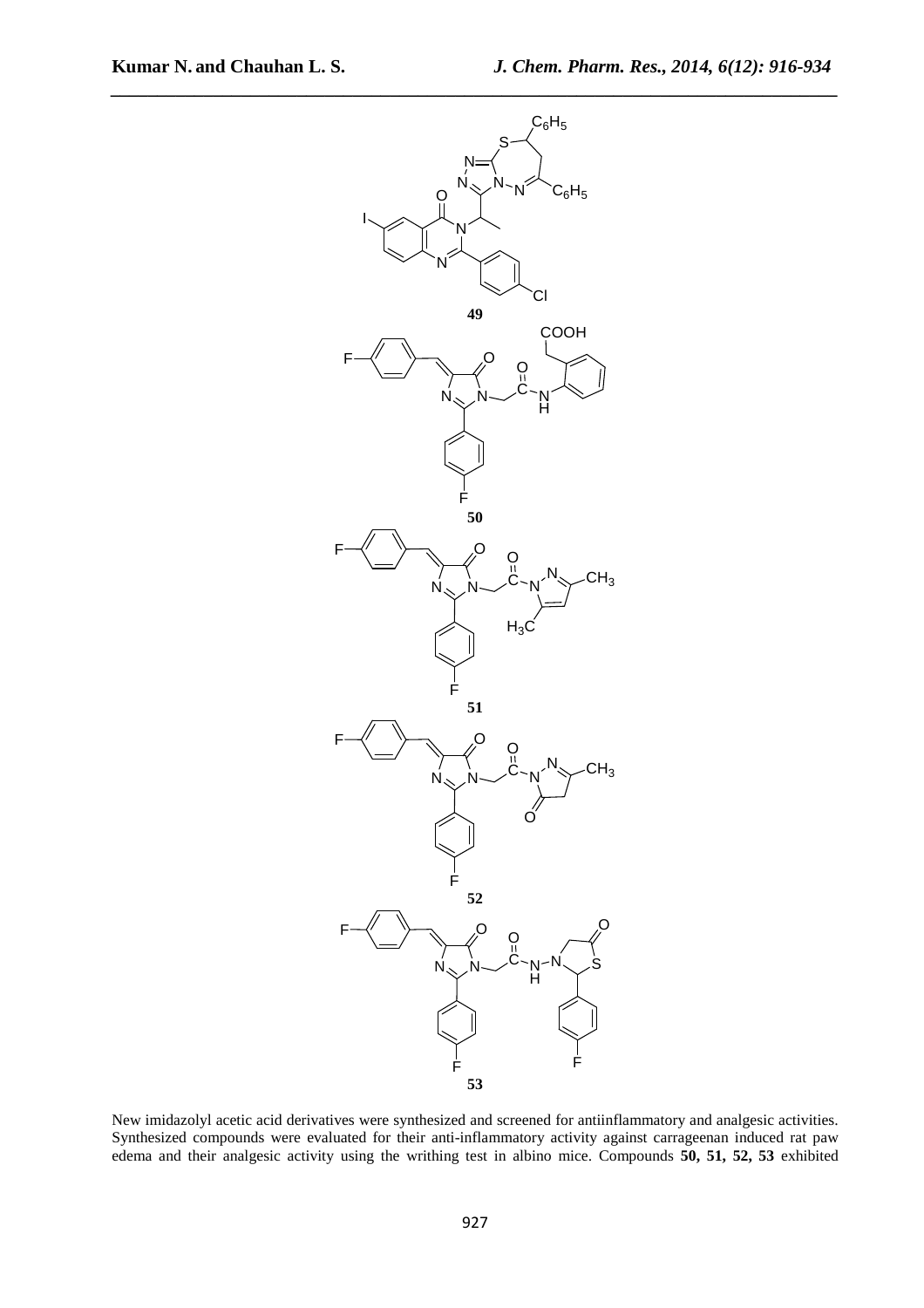**49**

**50**

**51**

**52**

**53**

New imidazolyl acetic acid derivatives were synthesized and screened for antiinflammatory and analgesic activities. Synthesized compounds were evaluated for their anti-inflammatory activity against carrageenan induced rat paw edema and their analgesic activity using the writhing test in albino mice. Compounds **50, 51, 52, 53** exhibited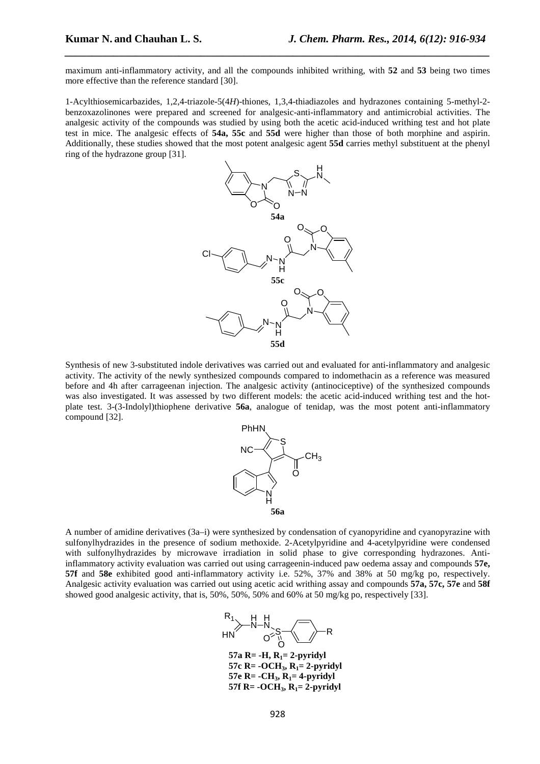maximum anti-inflammatory activity, and all the compounds inhibited writhing, with **52** and **53** being two times more effective than the reference standard [30].

1-Acylthiosemicarbazides, 1,2,4-triazole-5(4*H*)-thiones, 1,3,4-thiadiazoles and hydrazones containing 5-methyl-2-benzoxazolinones were prepared and screened for analgesic-anti-inflammatory and antimicrobial activities. The analgesic activity of the compounds was studied by using both the acetic acid-induced writhing test and hot plate test in mice. The analgesic effects of **54a, 55c** and **55d** were higher than those of both morphine and aspirin. Additionally, these studies showed that the most potent analgesic agent **55d** carries methyl substituent at the phenyl ring of the hydrazone group [31].

**54a**

**55c**

**55d**

Synthesis of new 3-substituted indole derivatives was carried out and evaluated for anti-inflammatory and analgesic activity. The activity of the newly synthesized compounds compared to indomethacin as a reference was measured before and 4h after carrageenan injection. The analgesic activity (antinociceptive) of the synthesized compounds was also investigated. It was assessed by two different models: the acetic acid-induced writhing test and the hot-plate test. 3-(3-Indolyl)thiophene derivative **56a**, analogue of tenidap, was the most potent anti-inflammatory compound [32].

**56a**

A number of amidine derivatives (3a–i) were synthesized by condensation of cyanopyridine and cyanopyrazine with sulfonylhydrazides in the presence of sodium methoxide. 2-Acetylpyridine and 4-acetylpyridine were condensed with sulfonylhydrazides by microwave irradiation in solid phase to give corresponding hydrazones. Anti-inflammatory activity evaluation was carried out using carrageenin-induced paw oedema assay and compounds **57e, 57f** and **58e** exhibited good anti-inflammatory activity i.e. 52%, 37% and 38% at 50 mg/kg po, respectively. Analgesic activity evaluation was carried out using acetic acid writhing assay and compounds **57a, 57c, 57e** and **58f** showed good analgesic activity, that is, 50%, 50%, 50% and 60% at 50 mg/kg po, respectively [33].

**57a R= -H, $R_1$= 2-pyridyl**
**57c R= -$OCH_3$, $R_1$= 2-pyridyl**
**57e R= -$CH_3$, $R_1$= 4-pyridyl**
**57f R= -$OCH_3$, $R_1$= 2-pyridyl**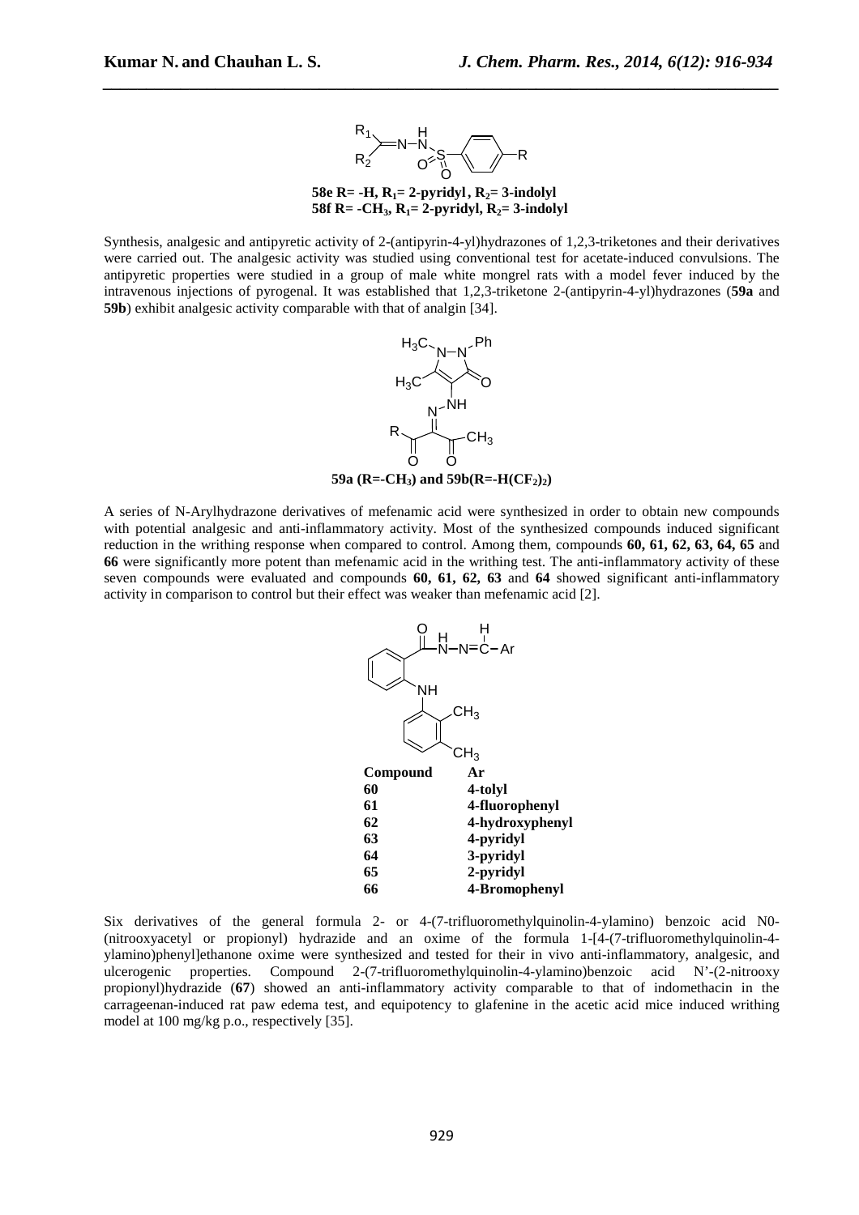**58e R= -H, $R_1$= 2-pyridyl, $R_2$= 3-indolyl**
**58f R= -$CH_3$, $R_1$= 2-pyridyl, $R_2$= 3-indolyl**

Synthesis, analgesic and antipyretic activity of 2-(antipyrin-4-yl)hydrazones of 1,2,3-triketones and their derivatives were carried out. The analgesic activity was studied using conventional test for acetate-induced convulsions. The antipyretic properties were studied in a group of male white mongrel rats with a model fever induced by the intravenous injections of pyrogenal. It was established that 1,2,3-triketone 2-(antipyrin-4-yl)hydrazones (**59a** and **59b**) exhibit analgesic activity comparable with that of analgin [34].

**59a (R=-$CH_3$) and 59b(R=-$H(CF_2)_2$)**

A series of N-Arylhydrazone derivatives of mefenamic acid were synthesized in order to obtain new compounds with potential analgesic and anti-inflammatory activity. Most of the synthesized compounds induced significant reduction in the writhing response when compared to control. Among them, compounds **60, 61, 62, 63, 64, 65** and **66** were significantly more potent than mefenamic acid in the writhing test. The anti-inflammatory activity of these seven compounds were evaluated and compounds **60, 61, 62, 63** and **64** showed significant anti-inflammatory activity in comparison to control but their effect was weaker than mefenamic acid [2].

| Compound | Ar |
|---|---|
| 60 | 4-tolyl |
| 61 | 4-fluorophenyl |
| 62 | 4-hydroxyphenyl |
| 63 | 4-pyridyl |
| 64 | 3-pyridyl |
| 65 | 2-pyridyl |
| 66 | 4-Bromophenyl |

Six derivatives of the general formula 2- or 4-(7-trifluoromethylquinolin-4-ylamino) benzoic acid N0-(nitrooxyacetyl or propionyl) hydrazide and an oxime of the formula 1-[4-(7-trifluoromethylquinolin-4-ylamino)phenyl]ethanone oxime were synthesized and tested for their in vivo anti-inflammatory, analgesic, and ulcerogenic properties. Compound 2-(7-trifluoromethylquinolin-4-ylamino)benzoic acid N'-(2-nitrooxy propionyl)hydrazide (**67**) showed an anti-inflammatory activity comparable to that of indomethacin in the carrageenan-induced rat paw edema test, and equipotency to glafenine in the acetic acid mice induced writhing model at 100 mg/kg p.o., respectively [35].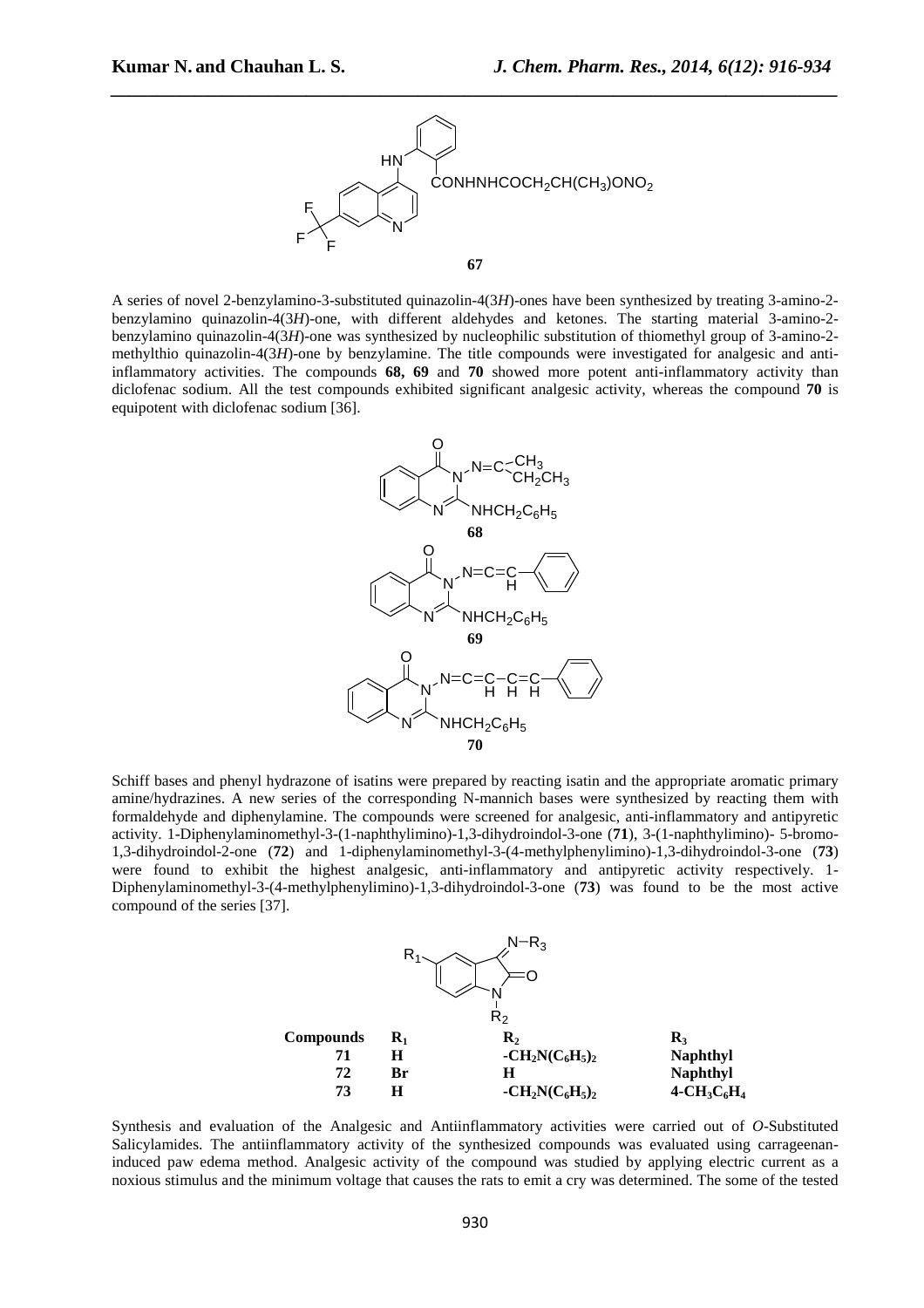**67**

A series of novel 2-benzylamino-3-substituted quinazolin-4(3*H*)-ones have been synthesized by treating 3-amino-2-benzylamino quinazolin-4(3*H*)-one, with different aldehydes and ketones. The starting material 3-amino-2-benzylamino quinazolin-4(3*H*)-one was synthesized by nucleophilic substitution of thiomethyl group of 3-amino-2-methylthio quinazolin-4(3*H*)-one by benzylamine. The title compounds were investigated for analgesic and anti-inflammatory activities. The compounds **68, 69** and **70** showed more potent anti-inflammatory activity than diclofenac sodium. All the test compounds exhibited significant analgesic activity, whereas the compound **70** is equipotent with diclofenac sodium [36].

**68**

**69**

**70**

Schiff bases and phenyl hydrazone of isatins were prepared by reacting isatin and the appropriate aromatic primary amine/hydrazines. A new series of the corresponding N-mannich bases were synthesized by reacting them with formaldehyde and diphenylamine. The compounds were screened for analgesic, anti-inflammatory and antipyretic activity. 1-Diphenylaminomethyl-3-(1-naphthylimino)-1,3-dihydroindol-3-one (**71**), 3-(1-naphthylimino)- 5-bromo-1,3-dihydroindol-2-one (**72**) and 1-diphenylaminomethyl-3-(4-methylphenylimino)-1,3-dihydroindol-3-one (**73**) were found to exhibit the highest analgesic, anti-inflammatory and antipyretic activity respectively. 1-Diphenylaminomethyl-3-(4-methylphenylimino)-1,3-dihydroindol-3-one (**73**) was found to be the most active compound of the series [37].

| Compounds | $R_1$ | $R_2$ | $R_3$ |
|---|---|---|---|
| 71 | H | $-CH_2N(C_6H_5)_2$ | Naphthyl |
| 72 | Br | H | Naphthyl |
| 73 | H | $-CH_2N(C_6H_5)_2$ | $4-CH_3C_6H_4$ |

Synthesis and evaluation of the Analgesic and Antiinflammatory activities were carried out of *O*-Substituted Salicylamides. The antiinflammatory activity of the synthesized compounds was evaluated using carrageenan-induced paw edema method. Analgesic activity of the compound was studied by applying electric current as a noxious stimulus and the minimum voltage that causes the rats to emit a cry was determined. The some of the tested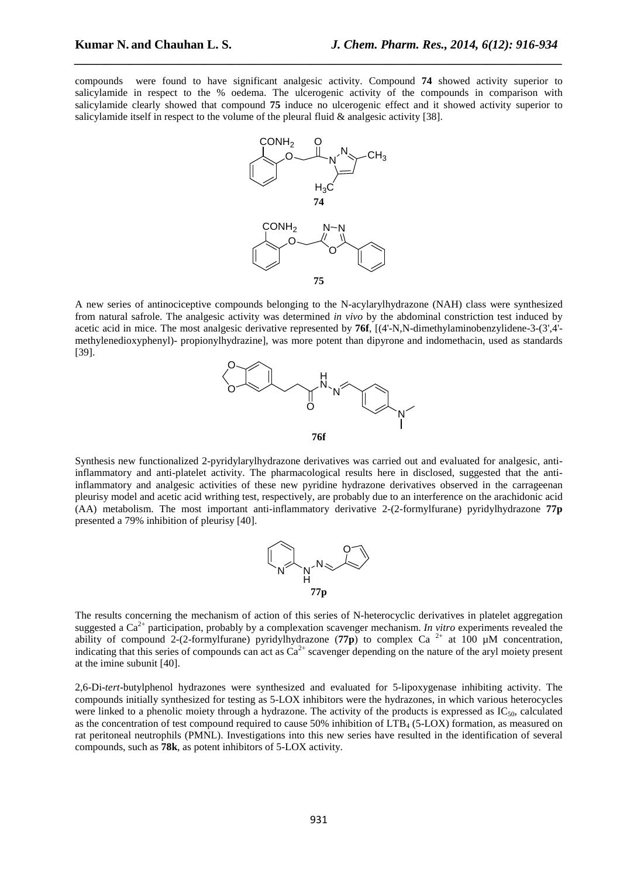compounds were found to have significant analgesic activity. Compound **74** showed activity superior to salicylamide in respect to the % oedema. The ulcerogenic activity of the compounds in comparison with salicylamide clearly showed that compound **75** induce no ulcerogenic effect and it showed activity superior to salicylamide itself in respect to the volume of the pleural fluid & analgesic activity [38].

**74**

**75**

A new series of antinociceptive compounds belonging to the N-acylarylhydrazone (NAH) class were synthesized from natural safrole. The analgesic activity was determined *in vivo* by the abdominal constriction test induced by acetic acid in mice. The most analgesic derivative represented by **76f**, [(4'-N,N-dimethylaminobenzylidene-3-(3',4'-methylenedioxyphenyl)- propionylhydrazine], was more potent than dipyrone and indomethacin, used as standards [39].

**76f**

Synthesis new functionalized 2-pyridylarylhydrazone derivatives was carried out and evaluated for analgesic, anti-inflammatory and anti-platelet activity. The pharmacological results here in disclosed, suggested that the anti-inflammatory and analgesic activities of these new pyridine hydrazone derivatives observed in the carrageenan pleurisy model and acetic acid writhing test, respectively, are probably due to an interference on the arachidonic acid (AA) metabolism. The most important anti-inflammatory derivative 2-(2-formylfurane) pyridylhydrazone **77p** presented a 79% inhibition of pleurisy [40].

**77p**

The results concerning the mechanism of action of this series of N-heterocyclic derivatives in platelet aggregation suggested a $Ca^{2+}$ participation, probably by a complexation scavenger mechanism. *In vitro* experiments revealed the ability of compound 2-(2-formylfurane) pyridylhydrazone (**77p**) to complex $Ca^{2+}$ at 100 µM concentration, indicating that this series of compounds can act as $Ca^{2+}$ scavenger depending on the nature of the aryl moiety present at the imine subunit [40].

2,6-Di-*tert*-butylphenol hydrazones were synthesized and evaluated for 5-lipoxygenase inhibiting activity. The compounds initially synthesized for testing as 5-LOX inhibitors were the hydrazones, in which various heterocycles were linked to a phenolic moiety through a hydrazone. The activity of the products is expressed as $IC_{50}$, calculated as the concentration of test compound required to cause 50% inhibition of $LTB_4$ (5-LOX) formation, as measured on rat peritoneal neutrophils (PMNL). Investigations into this new series have resulted in the identification of several compounds, such as **78k**, as potent inhibitors of 5-LOX activity.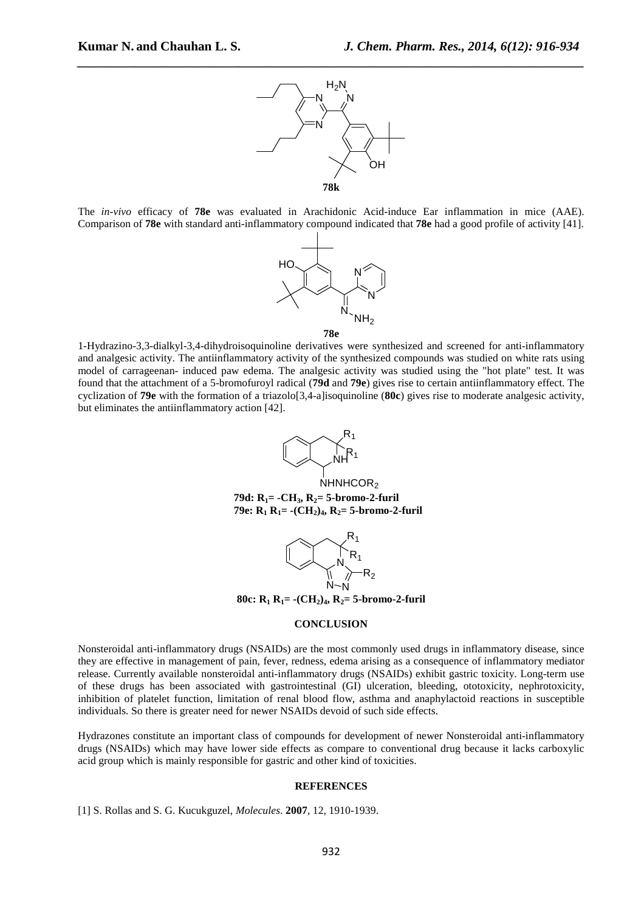**78k**

The *in-vivo* efficacy of **78e** was evaluated in Arachidonic Acid-induce Ear inflammation in mice (AAE). Comparison of **78e** with standard anti-inflammatory compound indicated that **78e** had a good profile of activity [41].

**78e**

1-Hydrazino-3,3-dialkyl-3,4-dihydroisoquinoline derivatives were synthesized and screened for anti-inflammatory and analgesic activity. The antiinflammatory activity of the synthesized compounds was studied on white rats using model of carrageenan- induced paw edema. The analgesic activity was studied using the "hot plate" test. It was found that the attachment of a 5-bromofuroyl radical (**79d** and **79e**) gives rise to certain antiinflammatory effect. The cyclization of **79e** with the formation of a triazolo[3,4-a]isoquinoline (**80c**) gives rise to moderate analgesic activity, but eliminates the antiinflammatory action [42].

**79d: $R_1$= -$CH_3$, $R_2$= 5-bromo-2-furil**
**79e: $R_1$ $R_1$= -$(CH_2)_4$, $R_2$= 5-bromo-2-furil**

**80c: $R_1$ $R_1$= -$(CH_2)_4$, $R_2$= 5-bromo-2-furil**

## CONCLUSION

Nonsteroidal anti-inflammatory drugs (NSAIDs) are the most commonly used drugs in inflammatory disease, since they are effective in management of pain, fever, redness, edema arising as a consequence of inflammatory mediator release. Currently available nonsteroidal anti-inflammatory drugs (NSAIDs) exhibit gastric toxicity. Long-term use of these drugs has been associated with gastrointestinal (GI) ulceration, bleeding, ototoxicity, nephrotoxicity, inhibition of platelet function, limitation of renal blood flow, asthma and anaphylactoid reactions in susceptible individuals. So there is greater need for newer NSAIDs devoid of such side effects.

Hydrazones constitute an important class of compounds for development of newer Nonsteroidal anti-inflammatory drugs (NSAIDs) which may have lower side effects as compare to conventional drug because it lacks carboxylic acid group which is mainly responsible for gastric and other kind of toxicities.

## REFERENCES

[1] S. Rollas and S. G. Kucukguzel, *Molecules*. **2007**, 12, 1910-1939.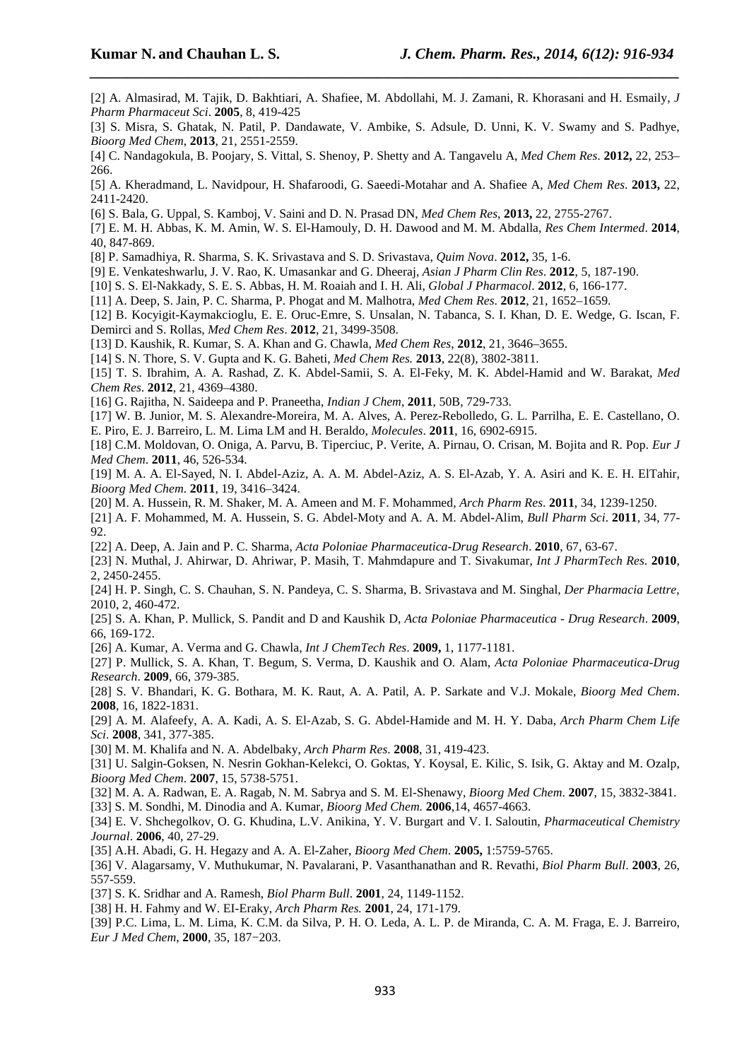[2] A. Almasirad, M. Tajik, D. Bakhtiari, A. Shafiee, M. Abdollahi, M. J. Zamani, R. Khorasani and H. Esmaily, *J Pharm Pharmaceut Sci*. **2005**, 8, 419-425

[3] S. Misra, S. Ghatak, N. Patil, P. Dandawate, V. Ambike, S. Adsule, D. Unni, K. V. Swamy and S. Padhye, *Bioorg Med Chem*, **2013**, 21, 2551-2559.

[4] C. Nandagokula, B. Poojary, S. Vittal, S. Shenoy, P. Shetty and A. Tangavelu A, *Med Chem Res*. **2012,** 22, 253–266.

[5] A. Kheradmand, L. Navidpour, H. Shafaroodi, G. Saeedi-Motahar and A. Shafiee A, *Med Chem Res*. **2013,** 22, 2411-2420.

[6] S. Bala, G. Uppal, S. Kamboj, V. Saini and D. N. Prasad DN, *Med Chem Res*, **2013,** 22, 2755-2767.

[7] E. M. H. Abbas, K. M. Amin, W. S. El-Hamouly, D. H. Dawood and M. M. Abdalla, *Res Chem Intermed*. **2014**, 40, 847-869.

[8] P. Samadhiya, R. Sharma, S. K. Srivastava and S. D. Srivastava, *Quim Nova*. **2012,** 35, 1-6.

[9] E. Venkateshwarlu, J. V. Rao, K. Umasankar and G. Dheeraj, *Asian J Pharm Clin Res*. **2012**, 5, 187-190.

[10] S. S. El-Nakkady, S. E. S. Abbas, H. M. Roaiah and I. H. Ali, *Global J Pharmacol*. **2012**, 6, 166-177.

[11] A. Deep, S. Jain, P. C. Sharma, P. Phogat and M. Malhotra, *Med Chem Res*. **2012**, 21, 1652–1659.

[12] B. Kocyigit-Kaymakcioglu, E. E. Oruc-Emre, S. Unsalan, N. Tabanca, S. I. Khan, D. E. Wedge, G. Iscan, F. Demirci and S. Rollas, *Med Chem Res*. **2012**, 21, 3499-3508.

[13] D. Kaushik, R. Kumar, S. A. Khan and G. Chawla, *Med Chem Res*, **2012**, 21, 3646–3655.

[14] S. N. Thore, S. V. Gupta and K. G. Baheti, *Med Chem Res.* **2013**, 22(8), 3802-3811.

[15] T. S. Ibrahim, A. A. Rashad, Z. K. Abdel-Samii, S. A. El-Feky, M. K. Abdel-Hamid and W. Barakat, *Med Chem Res*. **2012**, 21, 4369–4380.

[16] G. Rajitha, N. Saideepa and P. Praneetha, *Indian J Chem*, **2011**, 50B, 729-733.

[17] W. B. Junior, M. S. Alexandre-Moreira, M. A. Alves, A. Perez-Rebolledo, G. L. Parrilha, E. E. Castellano, O. E. Piro, E. J. Barreiro, L. M. Lima LM and H. Beraldo, *Molecules*. **2011**, 16, 6902-6915.

[18] C.M. Moldovan, O. Oniga, A. Parvu, B. Tiperciuc, P. Verite, A. Pirnau, O. Crisan, M. Bojita and R. Pop. *Eur J Med Chem*. **2011**, 46, 526-534.

[19] M. A. A. El-Sayed, N. I. Abdel-Aziz, A. A. M. Abdel-Aziz, A. S. El-Azab, Y. A. Asiri and K. E. H. ElTahir, *Bioorg Med Chem*. **2011**, 19, 3416–3424.

[20] M. A. Hussein, R. M. Shaker, M. A. Ameen and M. F. Mohammed, *Arch Pharm Res*. **2011**, 34, 1239-1250.

[21] A. F. Mohammed, M. A. Hussein, S. G. Abdel-Moty and A. A. M. Abdel-Alim, *Bull Pharm Sci*. **2011**, 34, 77-92.

[22] A. Deep, A. Jain and P. C. Sharma, *Acta Poloniae Pharmaceutica-Drug Research*. **2010**, 67, 63-67.

[23] N. Muthal, J. Ahirwar, D. Ahriwar, P. Masih, T. Mahmdapure and T. Sivakumar, *Int J PharmTech Res*. **2010**, 2, 2450-2455.

[24] H. P. Singh, C. S. Chauhan, S. N. Pandeya, C. S. Sharma, B. Srivastava and M. Singhal, *Der Pharmacia Lettre*, 2010, 2, 460-472.

[25] S. A. Khan, P. Mullick, S. Pandit and D and Kaushik D, *Acta Poloniae Pharmaceutica - Drug Research*. **2009**, 66, 169-172.

[26] A. Kumar, A. Verma and G. Chawla, *Int J ChemTech Res*. **2009,** 1, 1177-1181.

[27] P. Mullick, S. A. Khan, T. Begum, S. Verma, D. Kaushik and O. Alam, *Acta Poloniae Pharmaceutica-Drug Research*. **2009**, 66, 379-385.

[28] S. V. Bhandari, K. G. Bothara, M. K. Raut, A. A. Patil, A. P. Sarkate and V.J. Mokale, *Bioorg Med Chem*. **2008**, 16, 1822-1831.

[29] A. M. Alafeefy, A. A. Kadi, A. S. El-Azab, S. G. Abdel-Hamide and M. H. Y. Daba, *Arch Pharm Chem Life Sci*. **2008**, 341, 377-385.

[30] M. M. Khalifa and N. A. Abdelbaky, *Arch Pharm Res*. **2008**, 31, 419-423.

[31] U. Salgin-Goksen, N. Nesrin Gokhan-Kelekci, O. Goktas, Y. Koysal, E. Kilic, S. Isik, G. Aktay and M. Ozalp, *Bioorg Med Chem*. **2007**, 15, 5738-5751.

[32] M. A. A. Radwan, E. A. Ragab, N. M. Sabrya and S. M. El-Shenawy, *Bioorg Med Chem*. **2007**, 15, 3832-3841.

[33] S. M. Sondhi, M. Dinodia and A. Kumar, *Bioorg Med Chem.* **2006**,14, 4657-4663.

[34] E. V. Shchegolkov, O. G. Khudina, L.V. Anikina, Y. V. Burgart and V. I. Saloutin, *Pharmaceutical Chemistry Journal*. **2006**, 40, 27-29.

[35] A.H. Abadi, G. H. Hegazy and A. A. El-Zaher, *Bioorg Med Chem*. **2005,** 1:5759-5765.

[36] V. Alagarsamy, V. Muthukumar, N. Pavalarani, P. Vasanthanathan and R. Revathi, *Biol Pharm Bull*. **2003**, 26, 557-559.

[37] S. K. Sridhar and A. Ramesh, *Biol Pharm Bull*. **2001**, 24, 1149-1152.

[38] H. H. Fahmy and W. EI-Eraky, *Arch Pharm Res.* **2001**, 24, 171-179.

[39] P.C. Lima, L. M. Lima, K. C.M. da Silva, P. H. O. Leda, A. L. P. de Miranda, C. A. M. Fraga, E. J. Barreiro, *Eur J Med Chem*, **2000**, 35, 187−203.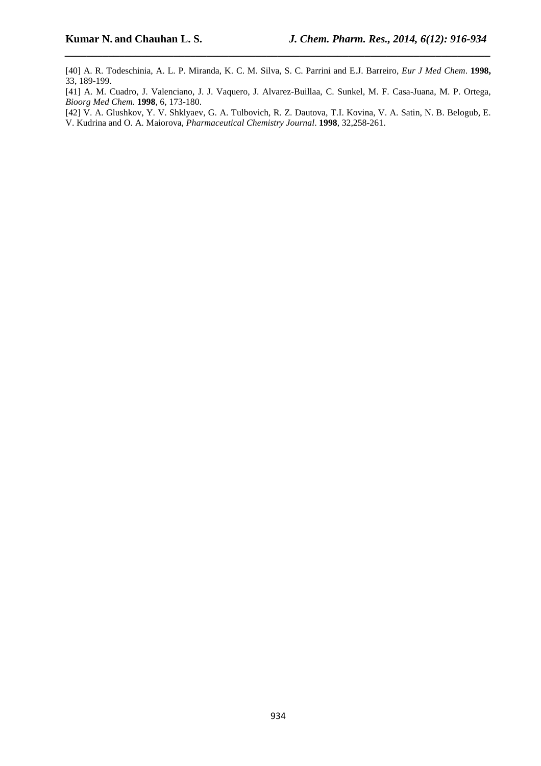[40] A. R. Todeschinia, A. L. P. Miranda, K. C. M. Silva, S. C. Parrini and E.J. Barreiro, *Eur J Med Chem*. **1998,** 33, 189-199.

[41] A. M. Cuadro, J. Valenciano, J. J. Vaquero, J. Alvarez-Buillaa, C. Sunkel, M. F. Casa-Juana, M. P. Ortega, *Bioorg Med Chem.* **1998**, 6, 173-180.

[42] V. A. Glushkov, Y. V. Shklyaev, G. A. Tulbovich, R. Z. Dautova, T.I. Kovina, V. A. Satin, N. B. Belogub, E. V. Kudrina and O. A. Maiorova, *Pharmaceutical Chemistry Journal*. **1998**, 32,258-261.